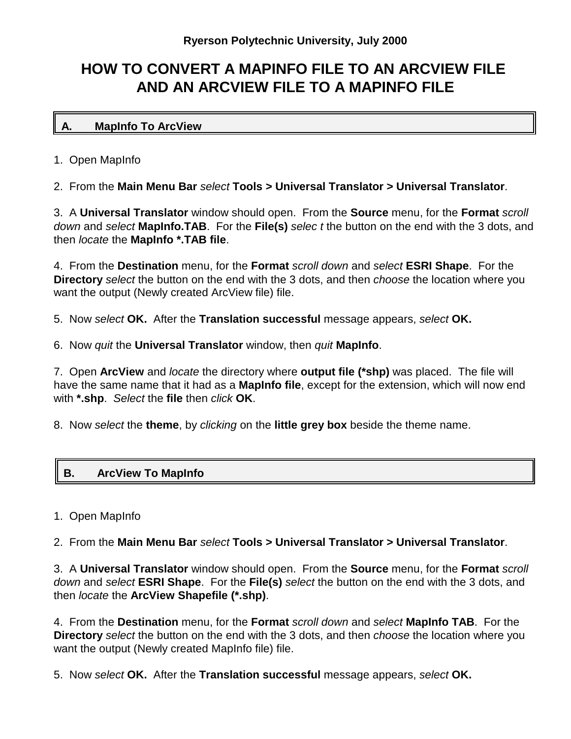**Ryerson Polytechnic University, July 2000**

# HOW TO CONVERT A MAPINFO FILE TO AN ARCVIEW FILE AND AN ARCVIEW FILE TO A MAPINFO FILE

## A. MapInfo To ArcView

1. Open MapInfo

2. From the **Main Menu Bar** *select* **Tools > Universal Translator > Universal Translator**.

3. A **Universal Translator** window should open. From the **Source** menu, for the **Format** *scroll down* and *select* **MapInfo.TAB**. For the **File(s)** *selec t* the button on the end with the 3 dots, and then *locate* the **MapInfo *.TAB file**.

4. From the **Destination** menu, for the **Format** *scroll down* and *select* **ESRI Shape**. For the **Directory** *select* the button on the end with the 3 dots, and then *choose* the location where you want the output (Newly created ArcView file) file.

5. Now *select* **OK.** After the **Translation successful** message appears, *select* **OK.**

6. Now *quit* the **Universal Translator** window, then *quit* **MapInfo**.

7. Open **ArcView** and *locate* the directory where **output file (*shp)** was placed. The file will have the same name that it had as a **MapInfo file**, except for the extension, which will now end with ***.shp**. *Select* the **file** then *click* **OK**.

8. Now *select* the **theme**, by *clicking* on the **little grey box** beside the theme name.

## B. ArcView To MapInfo

1. Open MapInfo

2. From the **Main Menu Bar** *select* **Tools > Universal Translator > Universal Translator**.

3. A **Universal Translator** window should open. From the **Source** menu, for the **Format** *scroll down* and *select* **ESRI Shape**. For the **File(s)** *select* the button on the end with the 3 dots, and then *locate* the **ArcView Shapefile (*.shp)**.

4. From the **Destination** menu, for the **Format** *scroll down* and *select* **MapInfo TAB**. For the **Directory** *select* the button on the end with the 3 dots, and then *choose* the location where you want the output (Newly created MapInfo file) file.

5. Now *select* **OK.** After the **Translation successful** message appears, *select* **OK.**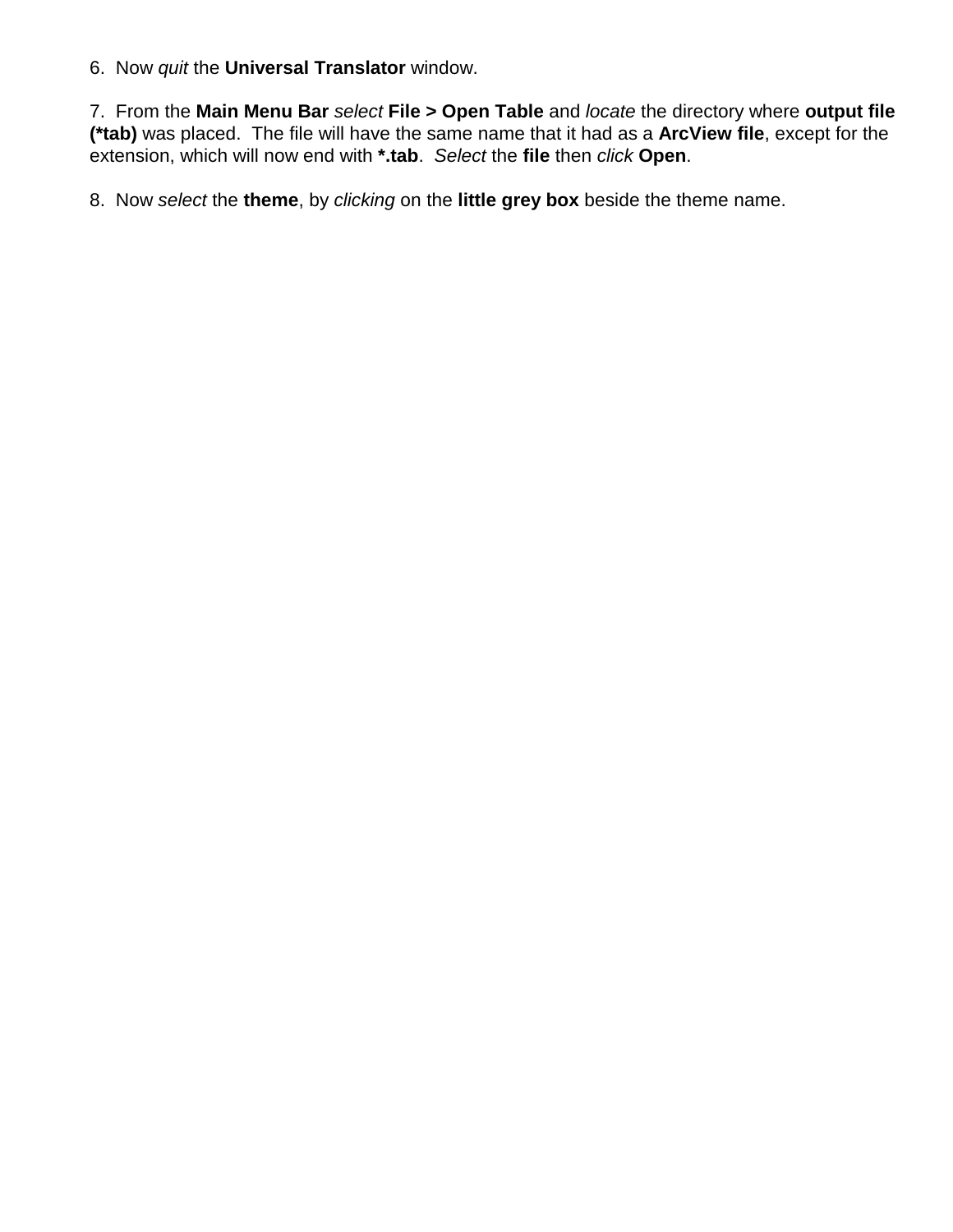6. Now *quit* the **Universal Translator** window.

7. From the **Main Menu Bar** *select* **File > Open Table** and *locate* the directory where **output file (*tab)** was placed. The file will have the same name that it had as a **ArcView file**, except for the extension, which will now end with ***.tab**. *Select* the **file** then *click* **Open**.

8. Now *select* the **theme**, by *clicking* on the **little grey box** beside the theme name.